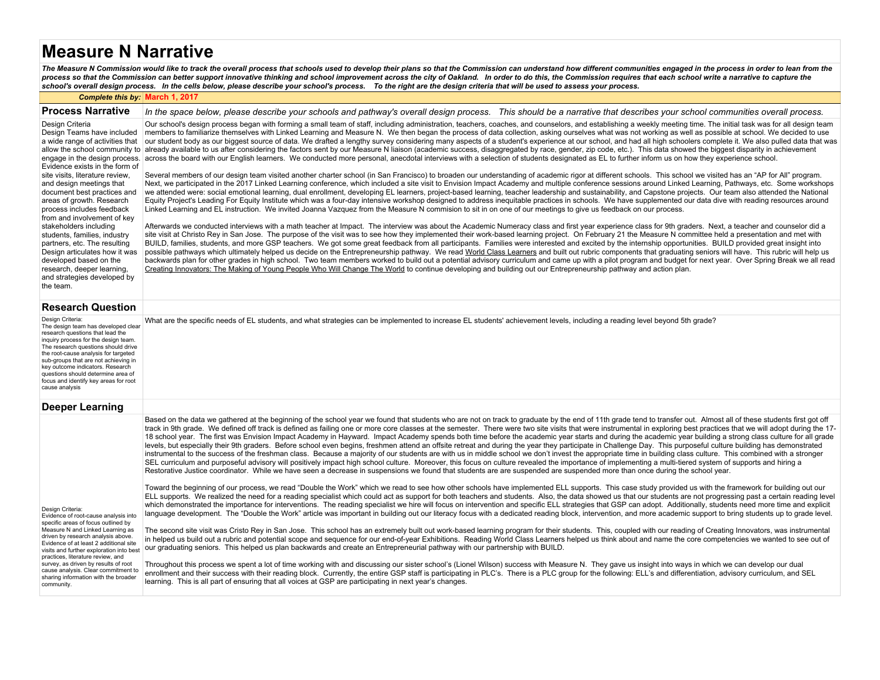# Measure N Narrative

***The Measure N Commission would like to track the overall process that schools used to develop their plans so that the Commission can understand how different communities engaged in the process in order to lean from the process so that the Commission can better support innovative thinking and school improvement across the city of Oakland. In order to do this, the Commission requires that each school write a narrative to capture the school's overall design process. In the cells below, please describe your school's process. To the right are the design criteria that will be used to assess your process.***

***Complete this by:*** **March 1, 2017**

## Process Narrative

*In the space below, please describe your schools and pathway's overall design process. This should be a narrative that describes your school communities overall process.*

| Design Criteria | Narrative |
|---|---|
| Design Criteria<br>Design Teams have included a wide range of activities that allow the school community to engage in the design process. Evidence exists in the form of site visits, literature review, and design meetings that document best practices and areas of growth. Research process includes feedback from and involvement of key stakeholders including students, families, industry partners, etc. The resulting Design articulates how it was developed based on the research, deeper learning, and strategies developed by the team. | Our school's design process began with forming a small team of staff, including administration, teachers, coaches, and counselors, and establishing a weekly meeting time. The initial task was for all design team members to familiarize themselves with Linked Learning and Measure N. We then began the process of data collection, asking ourselves what was not working as well as possible at school. We decided to use our student body as our biggest source of data. We drafted a lengthy survey considering many aspects of a student's experience at our school, and had all high schoolers complete it. We also pulled data that was already available to us after considering the factors sent by our Measure N liaison (academic success, disaggregated by race, gender, zip code, etc.). This data showed the biggest disparity in achievement across the board with our English learners. We conducted more personal, anecdotal interviews with a selection of students designated as EL to further inform us on how they experience school.<br><br>Several members of our design team visited another charter school (in San Francisco) to broaden our understanding of academic rigor at different schools. This school we visited has an "AP for All" program. Next, we participated in the 2017 Linked Learning conference, which included a site visit to Envision Impact Academy and multiple conference sessions around Linked Learning, Pathways, etc. Some workshops we attended were: social emotional learning, dual enrollment, developing EL learners, project-based learning, teacher leadership and sustainability, and Capstone projects. Our team also attended the National Equity Project's Leading For Equity Institute which was a four-day intensive workshop designed to address inequitable practices in schools. We have supplemented our data dive with reading resources around Linked Learning and EL instruction. We invited Joanna Vazquez from the Measure N commision to sit in on one of our meetings to give us feedback on our process.<br><br>Afterwards we conducted interviews with a math teacher at Impact. The interview was about the Academic Numeracy class and first year experience class for 9th graders. Next, a teacher and counselor did a site visit at Christo Rey in San Jose. The purpose of the visit was to see how they implemented their work-based learning project. On February 21 the Measure N committee held a presentation and met with BUILD, families, students, and more GSP teachers. We got some great feedback from all participants. Families were interested and excited by the internship opportunities. BUILD provided great insight into possible pathways which ultimately helped us decide on the Entrepreneurship pathway. We read World Class Learners and built out rubric components that graduating seniors will have. This rubric will help us backwards plan for other grades in high school. Two team members worked to build out a potential advisory curriculum and came up with a pilot program and budget for next year. Over Spring Break we all read Creating Innovators: The Making of Young People Who Will Change The World to continue developing and building out our Entrepreneurship pathway and action plan. |

## Research Question

| Design Criteria | Narrative |
|---|---|
| Design Criteria:<br>The design team has developed clear research questions that lead the inquiry process for the design team. The research questions should drive the root-cause analysis for targeted sub-groups that are not achieving in key outcome indicators. Research questions should determine area of focus and identify key areas for root cause analysis | What are the specific needs of EL students, and what strategies can be implemented to increase EL students' achievement levels, including a reading level beyond 5th grade? |

## Deeper Learning

| Design Criteria | Narrative |
|---|---|
| Design Criteria:<br>Evidence of root-cause analysis into specific areas of focus outlined by Measure N and Linked Learning as driven by research analysis above. Evidence of at least 2 additional site visits and further exploration into best practices, literature review, and survey, as driven by results of root cause analysis. Clear commitment to sharing information with the broader community. | Based on the data we gathered at the beginning of the school year we found that students who are not on track to graduate by the end of 11th grade tend to transfer out. Almost all of these students first got off track in 9th grade. We defined off track is defined as failing one or more core classes at the semester. There were two site visits that were instrumental in exploring best practices that we will adopt during the 17-18 school year. The first was Envision Impact Academy in Hayward. Impact Academy spends both time before the academic year starts and during the academic year building a strong class culture for all grade levels, but especially their 9th graders. Before school even begins, freshmen attend an offsite retreat and during the year they participate in Challenge Day. This purposeful culture building has demonstrated instrumental to the success of the freshman class. Because a majority of our students are with us in middle school we don't invest the appropriate time in building class culture. This combined with a stronger SEL curriculum and purposeful advisory will positively impact high school culture. Moreover, this focus on culture revealed the importance of implementing a multi-tiered system of supports and hiring a Restorative Justice coordinator. While we have seen a decrease in suspensions we found that students are are suspended are suspended more than once during the school year.<br><br>Toward the beginning of our process, we read "Double the Work" which we read to see how other schools have implemented ELL supports. This case study provided us with the framework for building out our ELL supports. We realized the need for a reading specialist which could act as support for both teachers and students. Also, the data showed us that our students are not progressing past a certain reading level which demonstrated the importance for interventions. The reading specialist we hire will focus on intervention and specific ELL strategies that GSP can adopt. Additionally, students need more time and explicit language development. The "Double the Work" article was important in building out our literacy focus with a dedicated reading block, intervention, and more academic support to bring students up to grade level.<br><br>The second site visit was Cristo Rey in San Jose. This school has an extremely built out work-based learning program for their students. This, coupled with our reading of Creating Innovators, was instrumental in helped us build out a rubric and potential scope and sequence for our end-of-year Exhibitions. Reading World Class Learners helped us think about and name the core competencies we wanted to see out of our graduating seniors. This helped us plan backwards and create an Entrepreneurial pathway with our partnership with BUILD.<br><br>Throughout this process we spent a lot of time working with and discussing our sister school's (Lionel Wilson) success with Measure N. They gave us insight into ways in which we can develop our dual enrollment and their success with their reading block. Currently, the entire GSP staff is participating in PLC's. There is a PLC group for the following: ELL's and differentiation, advisory curriculum, and SEL learning. This is all part of ensuring that all voices at GSP are participating in next year's changes. |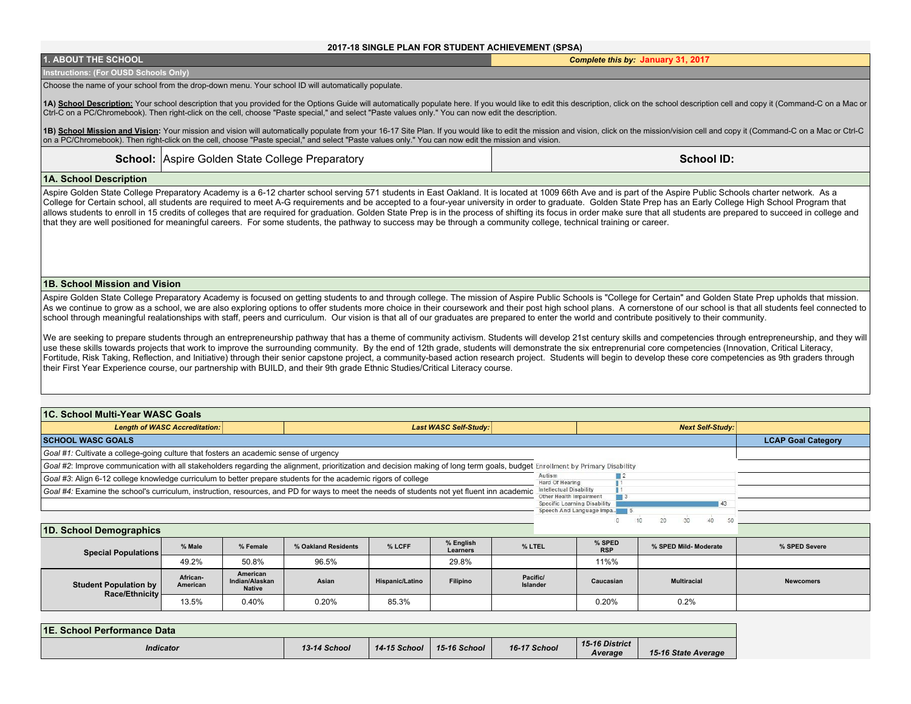## 2017-18 SINGLE PLAN FOR STUDENT ACHIEVEMENT (SPSA)

### 1. ABOUT THE SCHOOL

*Complete this by:* **January 31, 2017**

**Instructions: (For OUSD Schools Only)**

Choose the name of your school from the drop-down menu. Your school ID will automatically populate.

**1A) School Description:** Your school description that you provided for the Options Guide will automatically populate here. If you would like to edit this description, click on the school description cell and copy it (Command-C on a Mac or Ctrl-C on a PC/Chromebook). Then right-click on the cell, choose "Paste special," and select "Paste values only." You can now edit the description.

**1B) School Mission and Vision:** Your mission and vision will automatically populate from your 16-17 Site Plan. If you would like to edit the mission and vision, click on the mission/vision cell and copy it (Command-C on a Mac or Ctrl-C on a PC/Chromebook). Then right-click on the cell, choose "Paste special," and select "Paste values only." You can now edit the mission and vision.

**School:** Aspire Golden State College Preparatory

**School ID:**

### 1A. School Description

Aspire Golden State College Preparatory Academy is a 6-12 charter school serving 571 students in East Oakland. It is located at 1009 66th Ave and is part of the Aspire Public Schools charter network. As a College for Certain school, all students are required to meet A-G requirements and be accepted to a four-year university in order to graduate. Golden State Prep has an Early College High School Program that allows students to enroll in 15 credits of colleges that are required for graduation. Golden State Prep is in the process of shifting its focus in order make sure that all students are prepared to succeed in college and that they are well positioned for meaningful careers. For some students, the pathway to success may be through a community college, technical training or career.

### 1B. School Mission and Vision

Aspire Golden State College Preparatory Academy is focused on getting students to and through college. The mission of Aspire Public Schools is "College for Certain" and Golden State Prep upholds that mission. As we continue to grow as a school, we are also exploring options to offer students more choice in their coursework and their post high school plans. A cornerstone of our school is that all students feel connected to school through meaningful realationships with staff, peers and curriculum. Our vision is that all of our graduates are prepared to enter the world and contribute positively to their community.

We are seeking to prepare students through an entrepreneurship pathway that has a theme of community activism. Students will develop 21st century skills and competencies through entrepreneurship, and they will use these skills towards projects that work to improve the surrounding community. By the end of 12th grade, students will demonstrate the six entreprenurial core competencies (Innovation, Critical Literacy, Fortitude, Risk Taking, Reflection, and Initiative) through their senior capstone project, a community-based action research project. Students will begin to develop these core competencies as 9th graders through their First Year Experience course, our partnership with BUILD, and their 9th grade Ethnic Studies/Critical Literacy course.

### 1C. School Multi-Year WASC Goals

| *Length of WASC Accreditation:* | | *Last WASC Self-Study:* | *Next Self-Study:* | |
|---|---|---|---|---|

| SCHOOL WASC GOALS | LCAP Goal Category |
|---|---|
| *Goal #1:* Cultivate a college-going culture that fosters an academic sense of urgency | |
| *Goal #2*: Improve communication with all stakeholders regarding the alignment, prioritization and decision making of long term goals, budget | |
| *Goal #3*: Align 6-12 college knowledge curriculum to better prepare students for the academic rigors of college | |
| *Goal #4:* Examine the school's curriculum, instruction, resources, and PD for ways to meet the needs of students not yet fluent inn academic | |
| | |

Enrollment by Primary Disability

| Disability | Count |
|---|---|
| Autism | 2 |
| Hard Of Hearing | 1 |
| Intellectual Disability | 1 |
| Other Health Impairment | 3 |
| Specific Learning Disability | 43 |
| Speech And Language Impa... | 5 |

### 1D. School Demographics

| Special Populations | % Male | % Female | % Oakland Residents | % LCFF | % English Learners | % LTEL | % SPED RSP | % SPED Mild- Moderate | % SPED Severe |
|---|---|---|---|---|---|---|---|---|---|
| | 49.2% | 50.8% | 96.5% | | 29.8% | | 11%% | | |

| Student Population by Race/Ethnicity | African-American | American Indian/Alaskan Native | Asian | Hispanic/Latino | Filipino | Pacific/ Islander | Caucasian | Multiracial | Newcomers |
|---|---|---|---|---|---|---|---|---|---|
| | 13.5% | 0.40% | 0.20% | 85.3% | | | 0.20% | 0.2% | |

### 1E. School Performance Data

| *Indicator* | *13-14 School* | *14-15 School* | *15-16 School* | *16-17 School* | *15-16 District Average* | *15-16 State Average* |
|---|---|---|---|---|---|---|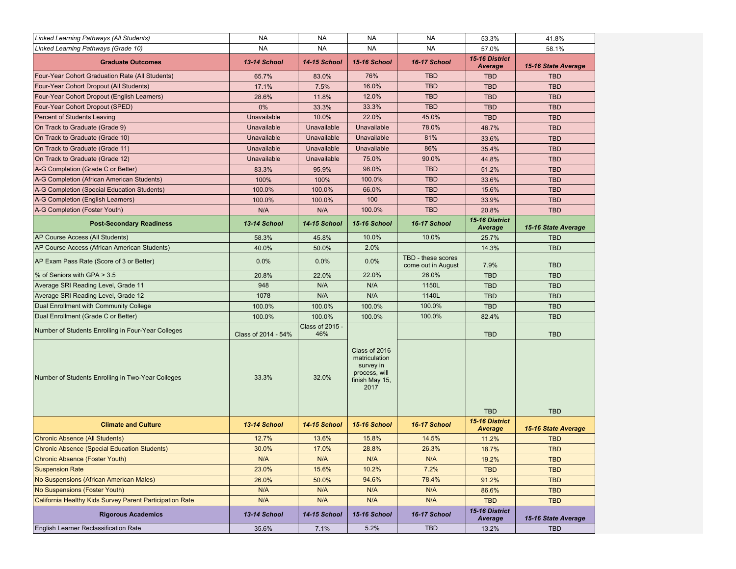| Linked Learning Pathways (All Students) | NA | NA | NA | NA | 53.3% | 41.8% |
|---|---|---|---|---|---|---|
| Linked Learning Pathways (Grade 10) | NA | NA | NA | NA | 57.0% | 58.1% |
| **Graduate Outcomes** | ***13-14 School*** | ***14-15 School*** | ***15-16 School*** | ***16-17 School*** | ***15-16 District Average*** | ***15-16 State Average*** |
| Four-Year Cohort Graduation Rate (All Students) | 65.7% | 83.0% | 76% | TBD | TBD | TBD |
| Four-Year Cohort Dropout (All Students) | 17.1% | 7.5% | 16.0% | TBD | TBD | TBD |
| Four-Year Cohort Dropout (English Learners) | 28.6% | 11.8% | 12.0% | TBD | TBD | TBD |
| Four-Year Cohort Dropout (SPED) | 0% | 33.3% | 33.3% | TBD | TBD | TBD |
| Percent of Students Leaving | Unavailable | 10.0% | 22.0% | 45.0% | TBD | TBD |
| On Track to Graduate (Grade 9) | Unavailable | Unavailable | Unavailable | 78.0% | 46.7% | TBD |
| On Track to Graduate (Grade 10) | Unavailable | Unavailable | Unavailable | 81% | 33.6% | TBD |
| On Track to Graduate (Grade 11) | Unavailable | Unavailable | Unavailable | 86% | 35.4% | TBD |
| On Track to Graduate (Grade 12) | Unavailable | Unavailable | 75.0% | 90.0% | 44.8% | TBD |
| A-G Completion (Grade C or Better) | 83.3% | 95.9% | 98.0% | TBD | 51.2% | TBD |
| A-G Completion (African American Students) | 100% | 100% | 100.0% | TBD | 33.6% | TBD |
| A-G Completion (Special Education Students) | 100.0% | 100.0% | 66.0% | TBD | 15.6% | TBD |
| A-G Completion (English Learners) | 100.0% | 100.0% | 100 | TBD | 33.9% | TBD |
| A-G Completion (Foster Youth) | N/A | N/A | 100.0% | TBD | 20.8% | TBD |
| **Post-Secondary Readiness** | ***13-14 School*** | ***14-15 School*** | ***15-16 School*** | ***16-17 School*** | ***15-16 District Average*** | ***15-16 State Average*** |
| AP Course Access (All Students) | 58.3% | 45.8% | 10.0% | 10.0% | 25.7% | TBD |
| AP Course Access (African American Students) | 40.0% | 50.0% | 2.0% | | 14.3% | TBD |
| AP Exam Pass Rate (Score of 3 or Better) | 0.0% | 0.0% | 0.0% | TBD - these scores come out in August | 7.9% | TBD |
| % of Seniors with GPA > 3.5 | 20.8% | 22.0% | 22.0% | 26.0% | TBD | TBD |
| Average SRI Reading Level, Grade 11 | 948 | N/A | N/A | 1150L | TBD | TBD |
| Average SRI Reading Level, Grade 12 | 1078 | N/A | N/A | 1140L | TBD | TBD |
| Dual Enrollment with Community College | 100.0% | 100.0% | 100.0% | 100.0% | TBD | TBD |
| Dual Enrollment (Grade C or Better) | 100.0% | 100.0% | 100.0% | 100.0% | 82.4% | TBD |
| Number of Students Enrolling in Four-Year Colleges | Class of 2014 - 54% | Class of 2015 - 46% | Class of 2016 matriculation survey in process, will finish May 15, 2017 | | TBD | TBD |
| Number of Students Enrolling in Two-Year Colleges | 33.3% | 32.0% | | | TBD | TBD |
| **Climate and Culture** | ***13-14 School*** | ***14-15 School*** | ***15-16 School*** | ***16-17 School*** | ***15-16 District Average*** | ***15-16 State Average*** |
| Chronic Absence (All Students) | 12.7% | 13.6% | 15.8% | 14.5% | 11.2% | TBD |
| Chronic Absence (Special Education Students) | 30.0% | 17.0% | 28.8% | 26.3% | 18.7% | TBD |
| Chronic Absence (Foster Youth) | N/A | N/A | N/A | N/A | 19.2% | TBD |
| Suspension Rate | 23.0% | 15.6% | 10.2% | 7.2% | TBD | TBD |
| No Suspensions (African American Males) | 26.0% | 50.0% | 94.6% | 78.4% | 91.2% | TBD |
| No Suspensions (Foster Youth) | N/A | N/A | N/A | N/A | 86.6% | TBD |
| California Healthy Kids Survey Parent Participation Rate | N/A | N/A | N/A | N/A | TBD | TBD |
| **Rigorous Academics** | ***13-14 School*** | ***14-15 School*** | ***15-16 School*** | ***16-17 School*** | ***15-16 District Average*** | ***15-16 State Average*** |
| English Learner Reclassification Rate | 35.6% | 7.1% | 5.2% | TBD | 13.2% | TBD |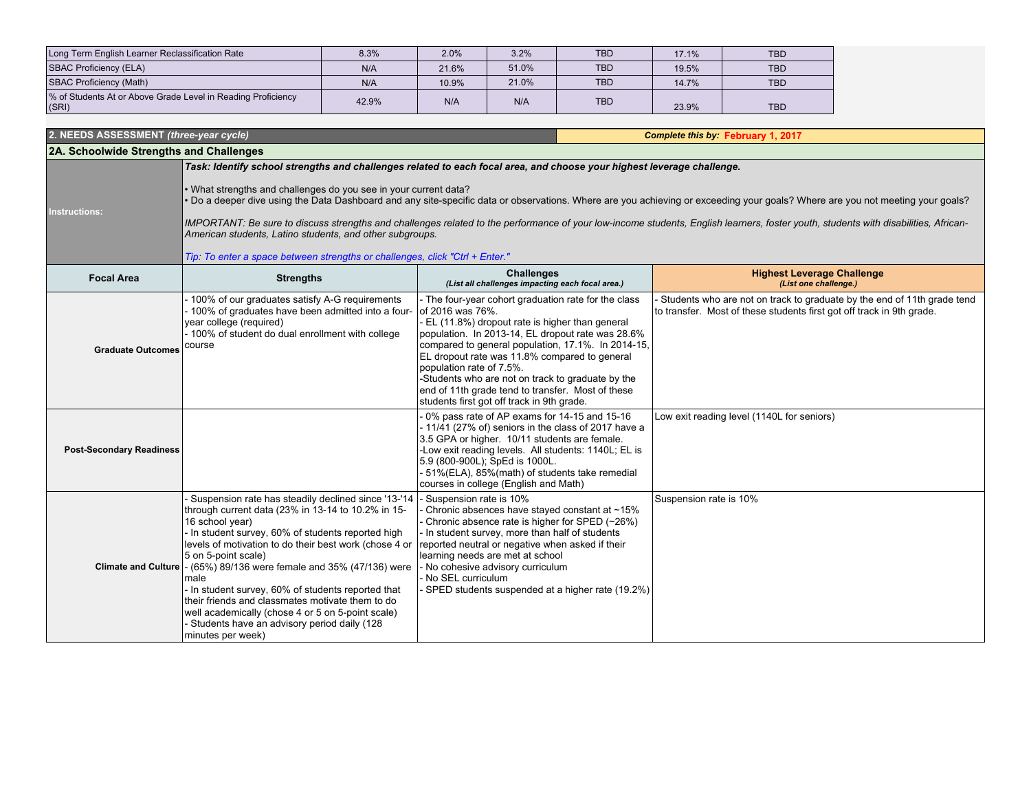| | | | | | | |
|---|---|---|---|---|---|---|
| Long Term English Learner Reclassification Rate | 8.3% | 2.0% | 3.2% | TBD | 17.1% | TBD |
| SBAC Proficiency (ELA) | N/A | 21.6% | 51.0% | TBD | 19.5% | TBD |
| SBAC Proficiency (Math) | N/A | 10.9% | 21.0% | TBD | 14.7% | TBD |
| % of Students At or Above Grade Level in Reading Proficiency (SRI) | 42.9% | N/A | N/A | TBD | 23.9% | TBD |

## 2. NEEDS ASSESSMENT *(three-year cycle)*

***Complete this by:* February 1, 2017**

### 2A. Schoolwide Strengths and Challenges

**Instructions:**

***Task: Identify school strengths and challenges related to each focal area, and choose your highest leverage challenge.***

- What strengths and challenges do you see in your current data?
- Do a deeper dive using the Data Dashboard and any site-specific data or observations. Where are you achieving or exceeding your goals? Where are you not meeting your goals?

*IMPORTANT: Be sure to discuss strengths and challenges related to the performance of your low-income students, English learners, foster youth, students with disabilities, African-American students, Latino students, and other subgroups.*

*Tip: To enter a space between strengths or challenges, click "Ctrl + Enter."*

| Focal Area | Strengths | Challenges *(List all challenges impacting each focal area.)* | Highest Leverage Challenge *(List one challenge.)* |
|---|---|---|---|
| **Graduate Outcomes** | - 100% of our graduates satisfy A-G requirements<br>- 100% of graduates have been admitted into a four-year college (required)<br>- 100% of student do dual enrollment with college course | - The four-year cohort graduation rate for the class of 2016 was 76%.<br>- EL (11.8%) dropout rate is higher than general population. In 2013-14, EL dropout rate was 28.6% compared to general population, 17.1%. In 2014-15, EL dropout rate was 11.8% compared to general population rate of 7.5%.<br>-Students who are not on track to graduate by the end of 11th grade tend to transfer. Most of these students first got off track in 9th grade. | - Students who are not on track to graduate by the end of 11th grade tend to transfer. Most of these students first got off track in 9th grade. |
| **Post-Secondary Readiness** | | - 0% pass rate of AP exams for 14-15 and 15-16<br>- 11/41 (27% of) seniors in the class of 2017 have a 3.5 GPA or higher. 10/11 students are female.<br>-Low exit reading levels. All students: 1140L; EL is 5.9 (800-900L); SpEd is 1000L.<br>- 51%(ELA), 85%(math) of students take remedial courses in college (English and Math) | Low exit reading level (1140L for seniors) |
| **Climate and Culture** | - Suspension rate has steadily declined since '13-'14 through current data (23% in 13-14 to 10.2% in 15-16 school year)<br>- In student survey, 60% of students reported high levels of motivation to do their best work (chose 4 or 5 on 5-point scale)<br>- (65%) 89/136 were female and 35% (47/136) were male<br>- In student survey, 60% of students reported that their friends and classmates motivate them to do well academically (chose 4 or 5 on 5-point scale)<br>- Students have an advisory period daily (128 minutes per week) | - Suspension rate is 10%<br>- Chronic absences have stayed constant at ~15%<br>- Chronic absence rate is higher for SPED (~26%)<br>- In student survey, more than half of students reported neutral or negative when asked if their learning needs are met at school<br>- No cohesive advisory curriculum<br>- No SEL curriculum<br>- SPED students suspended at a higher rate (19.2%) | Suspension rate is 10% |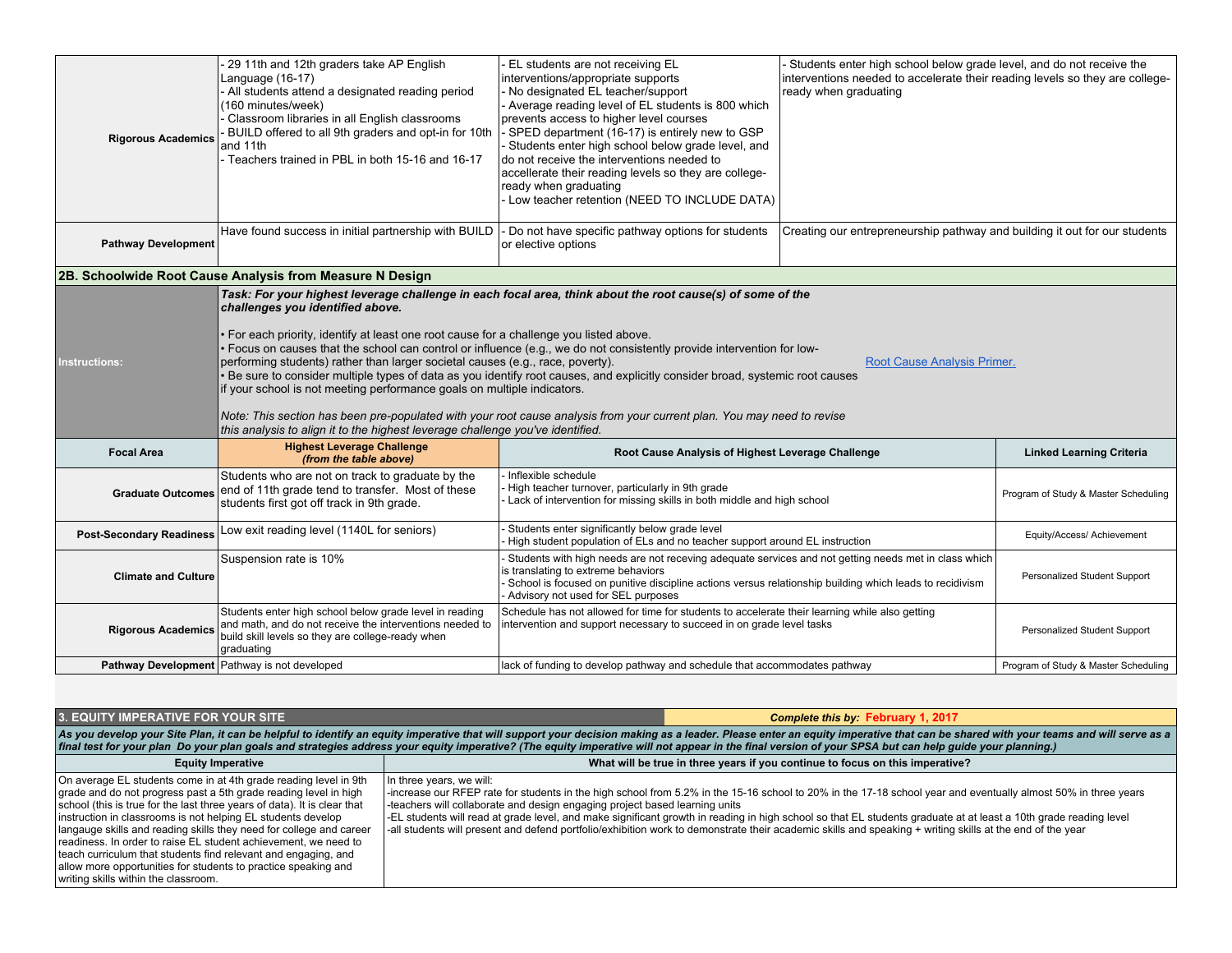| | | | |
|---|---|---|---|
| **Rigorous Academics** | - 29 11th and 12th graders take AP English Language (16-17)<br>- All students attend a designated reading period (160 minutes/week)<br>- Classroom libraries in all English classrooms<br>- BUILD offered to all 9th graders and opt-in for 10th and 11th<br>- Teachers trained in PBL in both 15-16 and 16-17 | - EL students are not receiving EL interventions/appropriate supports<br>- No designated EL teacher/support<br>- Average reading level of EL students is 800 which prevents access to higher level courses<br>- SPED department (16-17) is entirely new to GSP<br>- Students enter high school below grade level, and do not receive the interventions needed to accelerate their reading levels so they are college-ready when graduating<br>- Low teacher retention (NEED TO INCLUDE DATA) | - Students enter high school below grade level, and do not receive the interventions needed to accelerate their reading levels so they are college-ready when graduating |
| **Pathway Development** | Have found success in initial partnership with BUILD | - Do not have specific pathway options for students or elective options | Creating our entrepreneurship pathway and building it out for our students |

## 2B. Schoolwide Root Cause Analysis from Measure N Design

**Instructions:**

***Task: For your highest leverage challenge in each focal area, think about the root cause(s) of some of the challenges you identified above.***

- For each priority, identify at least one root cause for a challenge you listed above.
- Focus on causes that the school can control or influence (e.g., we do not consistently provide intervention for low-performing students) rather than larger societal causes (e.g., race, poverty).
- Be sure to consider multiple types of data as you identify root causes, and explicitly consider broad, systemic root causes if your school is not meeting performance goals on multiple indicators.

*Note: This section has been pre-populated with your root cause analysis from your current plan. You may need to revise this analysis to align it to the highest leverage challenge you've identified.*

Root Cause Analysis Primer.

| Focal Area | Highest Leverage Challenge *(from the table above)* | Root Cause Analysis of Highest Leverage Challenge | Linked Learning Criteria |
|---|---|---|---|
| **Graduate Outcomes** | Students who are not on track to graduate by the end of 11th grade tend to transfer. Most of these students first got off track in 9th grade. | - Inflexible schedule<br>- High teacher turnover, particularly in 9th grade<br>- Lack of intervention for missing skills in both middle and high school | Program of Study & Master Scheduling |
| **Post-Secondary Readiness** | Low exit reading level (1140L for seniors) | - Students enter significantly below grade level<br>- High student population of ELs and no teacher support around EL instruction | Equity/Access/ Achievement |
| **Climate and Culture** | Suspension rate is 10% | - Students with high needs are not receving adequate services and not getting needs met in class which is translating to extreme behaviors<br>- School is focused on punitive discipline actions versus relationship building which leads to recidivism<br>- Advisory not used for SEL purposes | Personalized Student Support |
| **Rigorous Academics** | Students enter high school below grade level in reading and math, and do not receive the interventions needed to build skill levels so they are college-ready when graduating | Schedule has not allowed for time for students to accelerate their learning while also getting intervention and support necessary to succeed in on grade level tasks | Personalized Student Support |
| **Pathway Development** | Pathway is not developed | lack of funding to develop pathway and schedule that accommodates pathway | Program of Study & Master Scheduling |

## 3. EQUITY IMPERATIVE FOR YOUR SITE

***Complete this by: February 1, 2017***

***As you develop your Site Plan, it can be helpful to identify an equity imperative that will support your decision making as a leader. Please enter an equity imperative that can be shared with your teams and will serve as a final test for your plan Do your plan goals and strategies address your equity imperative? (The equity imperative will not appear in the final version of your SPSA but can help guide your planning.)***

| Equity Imperative | What will be true in three years if you continue to focus on this imperative? |
|---|---|
| On average EL students come in at 4th grade reading level in 9th grade and do not progress past a 5th grade reading level in high school (this is true for the last three years of data). It is clear that instruction in classrooms is not helping EL students develop langauge skills and reading skills they need for college and career readiness. In order to raise EL student achievement, we need to teach curriculum that students find relevant and engaging, and allow more opportunities for students to practice speaking and writing skills within the classroom. | In three years, we will:<br>-increase our RFEP rate for students in the high school from 5.2% in the 15-16 school to 20% in the 17-18 school year and eventually almost 50% in three years<br>-teachers will collaborate and design engaging project based learning units<br>-EL students will read at grade level, and make significant growth in reading in high school so that EL students graduate at at least a 10th grade reading level<br>-all students will present and defend portfolio/exhibition work to demonstrate their academic skills and speaking + writing skills at the end of the year |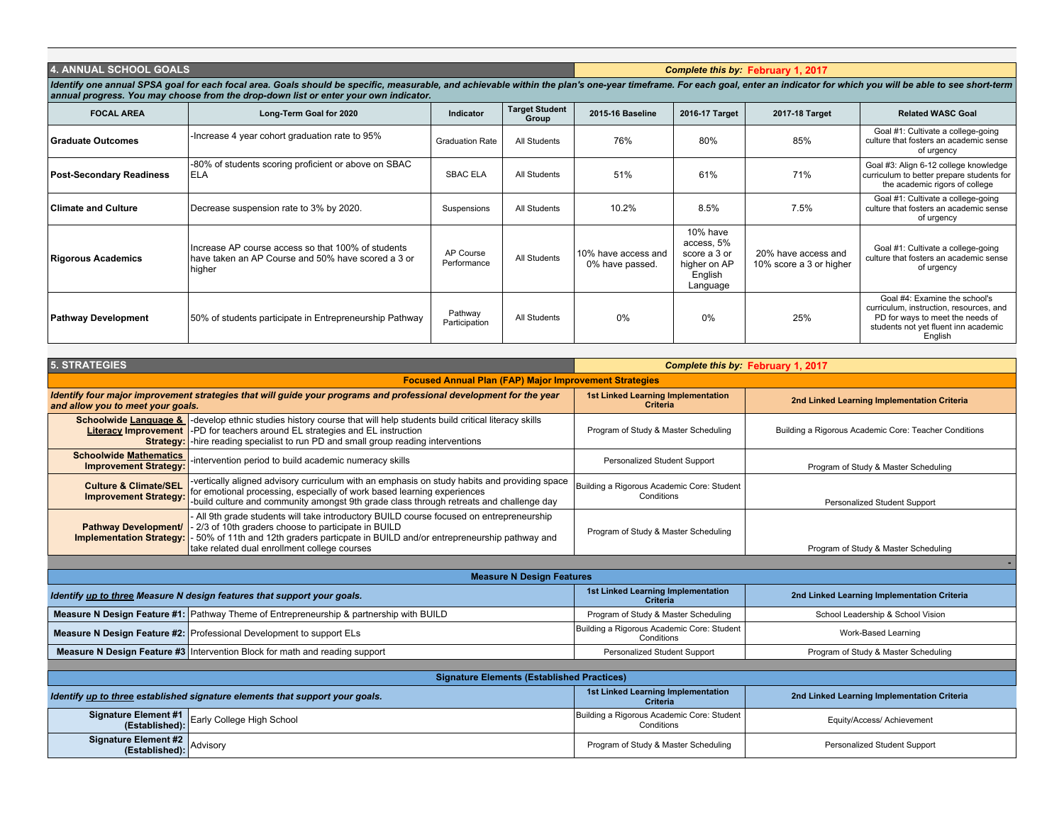## 4. ANNUAL SCHOOL GOALS

**Complete this by: February 1, 2017**

***Identify one annual SPSA goal for each focal area. Goals should be specific, measurable, and achievable within the plan's one-year timeframe. For each goal, enter an indicator for which you will be able to see short-term annual progress. You may choose from the drop-down list or enter your own indicator.***

| FOCAL AREA | Long-Term Goal for 2020 | Indicator | Target Student Group | 2015-16 Baseline | 2016-17 Target | 2017-18 Target | Related WASC Goal |
|---|---|---|---|---|---|---|---|
| **Graduate Outcomes** | -Increase 4 year cohort graduation rate to 95% | Graduation Rate | All Students | 76% | 80% | 85% | Goal #1: Cultivate a college-going culture that fosters an academic sense of urgency |
| **Post-Secondary Readiness** | -80% of students scoring proficient or above on SBAC ELA | SBAC ELA | All Students | 51% | 61% | 71% | Goal #3: Align 6-12 college knowledge curriculum to better prepare students for the academic rigors of college |
| **Climate and Culture** | Decrease suspension rate to 3% by 2020. | Suspensions | All Students | 10.2% | 8.5% | 7.5% | Goal #1: Cultivate a college-going culture that fosters an academic sense of urgency |
| **Rigorous Academics** | Increase AP course access so that 100% of students have taken an AP Course and 50% have scored a 3 or higher | AP Course Performance | All Students | 10% have access and 0% have passed. | 10% have access, 5% score a 3 or higher on AP English Language | 20% have access and 10% score a 3 or higher | Goal #1: Cultivate a college-going culture that fosters an academic sense of urgency |
| **Pathway Development** | 50% of students participate in Entrepreneurship Pathway | Pathway Participation | All Students | 0% | 0% | 25% | Goal #4: Examine the school's curriculum, instruction, resources, and PD for ways to meet the needs of students not yet fluent inn academic English |

## 5. STRATEGIES

**Complete this by: February 1, 2017**

### Focused Annual Plan (FAP) Major Improvement Strategies

| ***Identify four major improvement strategies that will guide your programs and professional development for the year and allow you to meet your goals.*** | | 1st Linked Learning Implementation Criteria | 2nd Linked Learning Implementation Criteria |
|---|---|---|---|
| **Schoolwide Language & Literacy Improvement Strategy:** | -develop ethnic studies history course that will help students build critical literacy skills<br>-PD for teachers around EL strategies and EL instruction<br>-hire reading specialist to run PD and small group reading interventions | Program of Study & Master Scheduling | Building a Rigorous Academic Core: Teacher Conditions |
| **Schoolwide Mathematics Improvement Strategy:** | -intervention period to build academic numeracy skills | Personalized Student Support | Program of Study & Master Scheduling |
| **Culture & Climate/SEL Improvement Strategy:** | -vertically aligned advisory curriculum with an emphasis on study habits and providing space for emotional processing, especially of work based learning experiences<br>-build culture and community amongst 9th grade class through retreats and challenge day | Building a Rigorous Academic Core: Student Conditions | Personalized Student Support |
| **Pathway Development/ Implementation Strategy:** | - All 9th grade students will take introductory BUILD course focused on entrepreneurship<br>- 2/3 of 10th graders choose to participate in BUILD<br>- 50% of 11th and 12th graders particpate in BUILD and/or entrepreneurship pathway and take related dual enrollment college courses | Program of Study & Master Scheduling | Program of Study & Master Scheduling |

### Measure N Design Features

| ***Identify up to three Measure N design features that support your goals.*** | | 1st Linked Learning Implementation Criteria | 2nd Linked Learning Implementation Criteria |
|---|---|---|---|
| **Measure N Design Feature #1:** | Pathway Theme of Entrepreneurship & partnership with BUILD | Program of Study & Master Scheduling | School Leadership & School Vision |
| **Measure N Design Feature #2:** | Professional Development to support ELs | Building a Rigorous Academic Core: Student Conditions | Work-Based Learning |
| **Measure N Design Feature #3** | Intervention Block for math and reading support | Personalized Student Support | Program of Study & Master Scheduling |

### Signature Elements (Established Practices)

| ***Identify up to three established signature elements that support your goals.*** | | 1st Linked Learning Implementation Criteria | 2nd Linked Learning Implementation Criteria |
|---|---|---|---|
| **Signature Element #1 (Established):** | Early College High School | Building a Rigorous Academic Core: Student Conditions | Equity/Access/ Achievement |
| **Signature Element #2 (Established):** | Advisory | Program of Study & Master Scheduling | Personalized Student Support |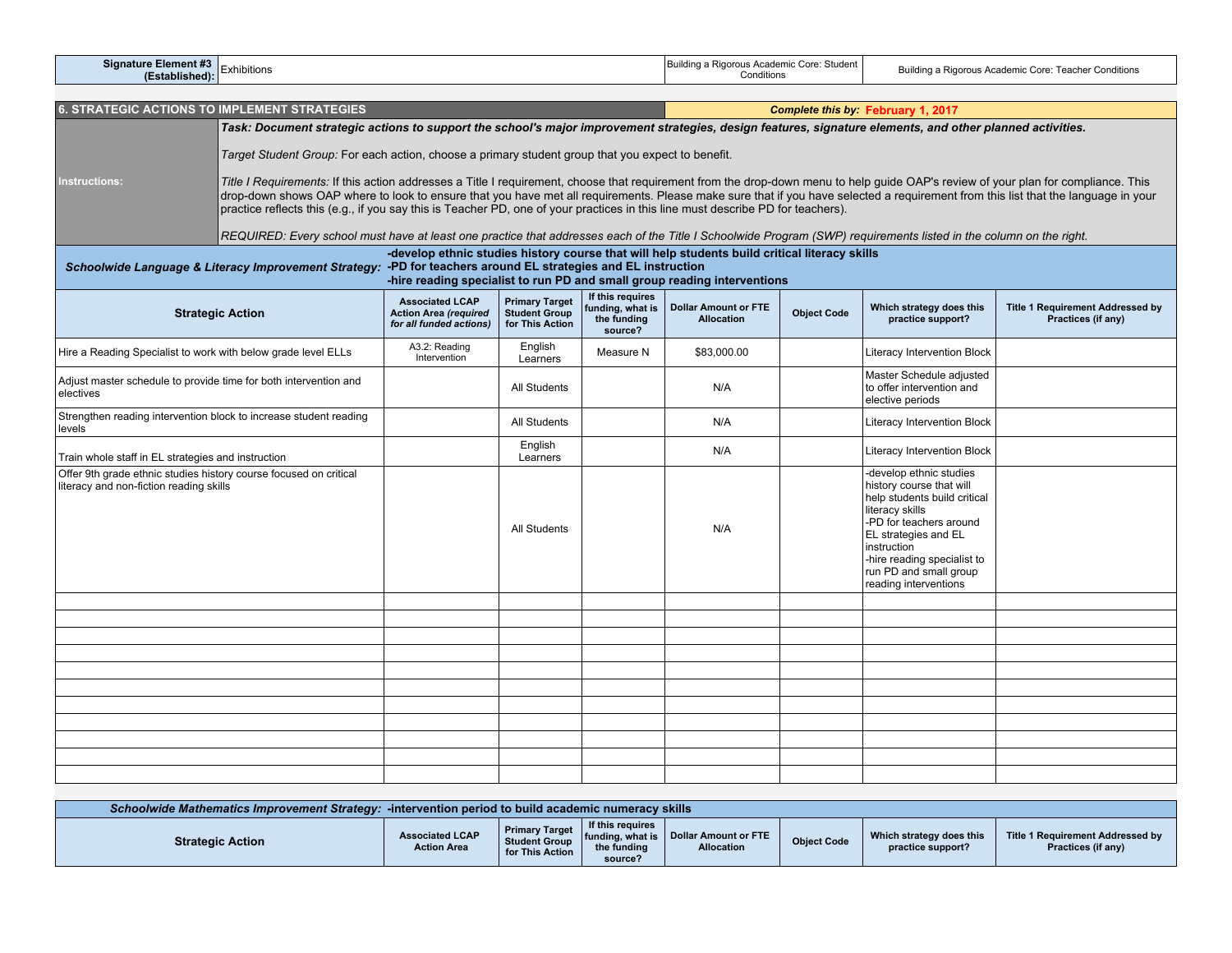| Signature Element #3 (Established): | Exhibitions | Building a Rigorous Academic Core: Student Conditions | Building a Rigorous Academic Core: Teacher Conditions |
|---|---|---|---|

## 6. STRATEGIC ACTIONS TO IMPLEMENT STRATEGIES

***Complete this by:* February 1, 2017**

**Instructions:**

***Task: Document strategic actions to support the school's major improvement strategies, design features, signature elements, and other planned activities.***

*Target Student Group:* For each action, choose a primary student group that you expect to benefit.

*Title I Requirements:* If this action addresses a Title I requirement, choose that requirement from the drop-down menu to help guide OAP's review of your plan for compliance. This drop-down shows OAP where to look to ensure that you have met all requirements. Please make sure that if you have selected a requirement from this list that the language in your practice reflects this (e.g., if you say this is Teacher PD, one of your practices in this line must describe PD for teachers).

*REQUIRED: Every school must have at least one practice that addresses each of the Title I Schoolwide Program (SWP) requirements listed in the column on the right.*

***Schoolwide Language & Literacy Improvement Strategy:***
**-develop ethnic studies history course that will help students build critical literacy skills**
**-PD for teachers around EL strategies and EL instruction**
**-hire reading specialist to run PD and small group reading interventions**

| Strategic Action | Associated LCAP Action Area *(required for all funded actions)* | Primary Target Student Group for This Action | If this requires funding, what is the funding source? | Dollar Amount or FTE Allocation | Object Code | Which strategy does this practice support? | Title 1 Requirement Addressed by Practices (if any) |
|---|---|---|---|---|---|---|---|
| Hire a Reading Specialist to work with below grade level ELLs | A3.2: Reading Intervention | English Learners | Measure N | $83,000.00 | | Literacy Intervention Block | |
| Adjust master schedule to provide time for both intervention and electives | | All Students | | N/A | | Master Schedule adjusted to offer intervention and elective periods | |
| Strengthen reading intervention block to increase student reading levels | | All Students | | N/A | | Literacy Intervention Block | |
| Train whole staff in EL strategies and instruction | | English Learners | | N/A | | Literacy Intervention Block | |
| Offer 9th grade ethnic studies history course focused on critical literacy and non-fiction reading skills | | All Students | | N/A | | -develop ethnic studies history course that will help students build critical literacy skills<br>-PD for teachers around EL strategies and EL instruction<br>-hire reading specialist to run PD and small group reading interventions | |
| | | | | | | | |
| | | | | | | | |
| | | | | | | | |
| | | | | | | | |
| | | | | | | | |
| | | | | | | | |
| | | | | | | | |
| | | | | | | | |
| | | | | | | | |
| | | | | | | | |
| | | | | | | | |

***Schoolwide Mathematics Improvement Strategy:*** **-intervention period to build academic numeracy skills**

| Strategic Action | Associated LCAP Action Area | Primary Target Student Group for This Action | If this requires funding, what is the funding source? | Dollar Amount or FTE Allocation | Object Code | Which strategy does this practice support? | Title 1 Requirement Addressed by Practices (if any) |
|---|---|---|---|---|---|---|---|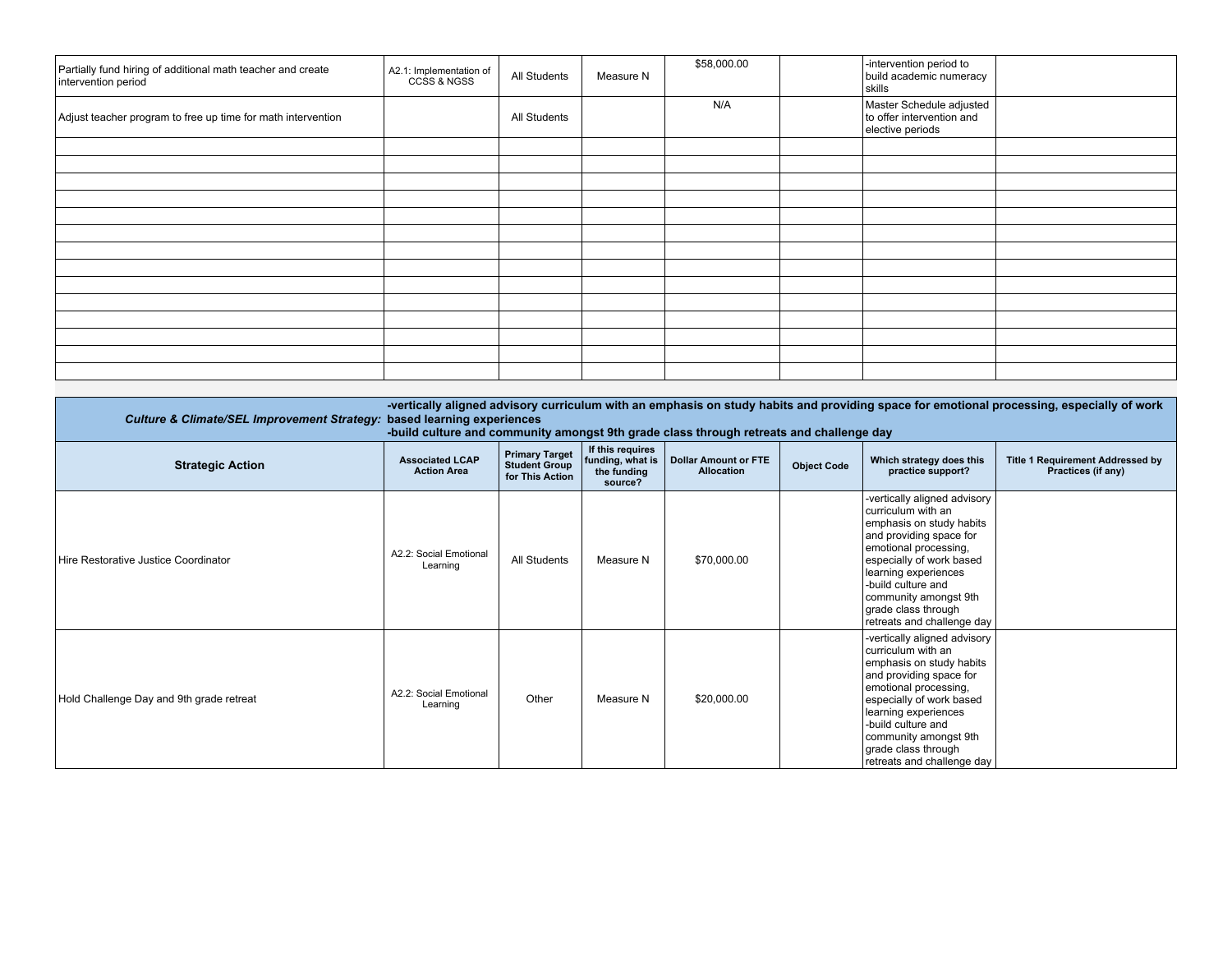| | | | | | | | |
|---|---|---|---|---|---|---|---|
| Partially fund hiring of additional math teacher and create intervention period | A2.1: Implementation of CCSS & NGSS | All Students | Measure N | $58,000.00 | | -intervention period to build academic numeracy skills | |
| Adjust teacher program to free up time for math intervention | | All Students | | N/A | | Master Schedule adjusted to offer intervention and elective periods | |
| | | | | | | | |
| | | | | | | | |
| | | | | | | | |
| | | | | | | | |
| | | | | | | | |
| | | | | | | | |
| | | | | | | | |
| | | | | | | | |
| | | | | | | | |
| | | | | | | | |
| | | | | | | | |
| | | | | | | | |
| | | | | | | | |
| | | | | | | | |

| ***Culture & Climate/SEL Improvement Strategy:*** | **-vertically aligned advisory curriculum with an emphasis on study habits and providing space for emotional processing, especially of work based learning experiences<br>-build culture and community amongst 9th grade class through retreats and challenge day** | | | | | | |
|---|---|---|---|---|---|---|---|
| **Strategic Action** | **Associated LCAP Action Area** | **Primary Target Student Group for This Action** | **If this requires funding, what is the funding source?** | **Dollar Amount or FTE Allocation** | **Object Code** | **Which strategy does this practice support?** | **Title 1 Requirement Addressed by Practices (if any)** |
| Hire Restorative Justice Coordinator | A2.2: Social Emotional Learning | All Students | Measure N | $70,000.00 | | -vertically aligned advisory curriculum with an emphasis on study habits and providing space for emotional processing, especially of work based learning experiences<br>-build culture and community amongst 9th grade class through retreats and challenge day | |
| Hold Challenge Day and 9th grade retreat | A2.2: Social Emotional Learning | Other | Measure N | $20,000.00 | | -vertically aligned advisory curriculum with an emphasis on study habits and providing space for emotional processing, especially of work based learning experiences<br>-build culture and community amongst 9th grade class through retreats and challenge day | |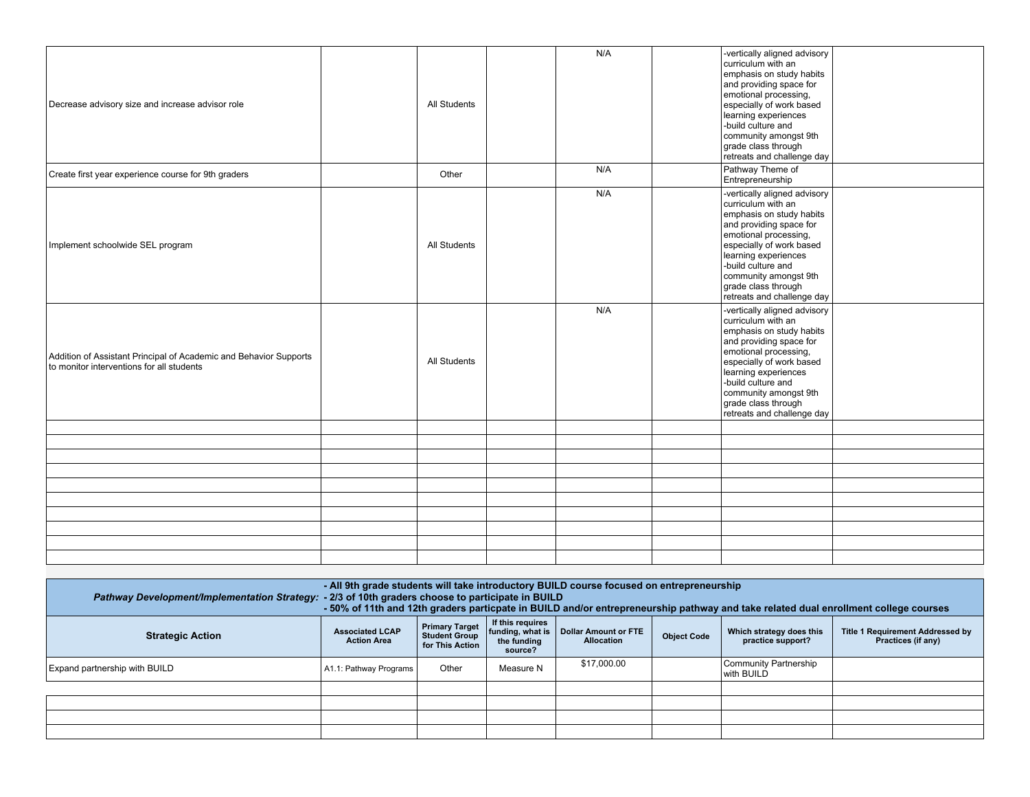| | | | | | | | |
|---|---|---|---|---|---|---|---|
| Decrease advisory size and increase advisor role | | All Students | | N/A | | -vertically aligned advisory curriculum with an emphasis on study habits and providing space for emotional processing, especially of work based learning experiences -build culture and community amongst 9th grade class through retreats and challenge day | |
| Create first year experience course for 9th graders | | Other | | N/A | | Pathway Theme of Entrepreneurship | |
| Implement schoolwide SEL program | | All Students | | N/A | | -vertically aligned advisory curriculum with an emphasis on study habits and providing space for emotional processing, especially of work based learning experiences -build culture and community amongst 9th grade class through retreats and challenge day | |
| Addition of Assistant Principal of Academic and Behavior Supports to monitor interventions for all students | | All Students | | N/A | | -vertically aligned advisory curriculum with an emphasis on study habits and providing space for emotional processing, especially of work based learning experiences -build culture and community amongst 9th grade class through retreats and challenge day | |
| | | | | | | | |
| | | | | | | | |
| | | | | | | | |
| | | | | | | | |
| | | | | | | | |
| | | | | | | | |
| | | | | | | | |
| | | | | | | | |
| | | | | | | | |
| | | | | | | | |

***Pathway Development/Implementation Strategy:***
**- All 9th grade students will take introductory BUILD course focused on entrepreneurship**
**- 2/3 of 10th graders choose to participate in BUILD**
**- 50% of 11th and 12th graders particpate in BUILD and/or entrepreneurship pathway and take related dual enrollment college courses**

| Strategic Action | Associated LCAP Action Area | Primary Target Student Group for This Action | If this requires funding, what is the funding source? | Dollar Amount or FTE Allocation | Object Code | Which strategy does this practice support? | Title 1 Requirement Addressed by Practices (if any) |
|---|---|---|---|---|---|---|---|
| Expand partnership with BUILD | A1.1: Pathway Programs | Other | Measure N | $17,000.00 | | Community Partnership with BUILD | |
| | | | | | | | |
| | | | | | | | |
| | | | | | | | |
| | | | | | | | |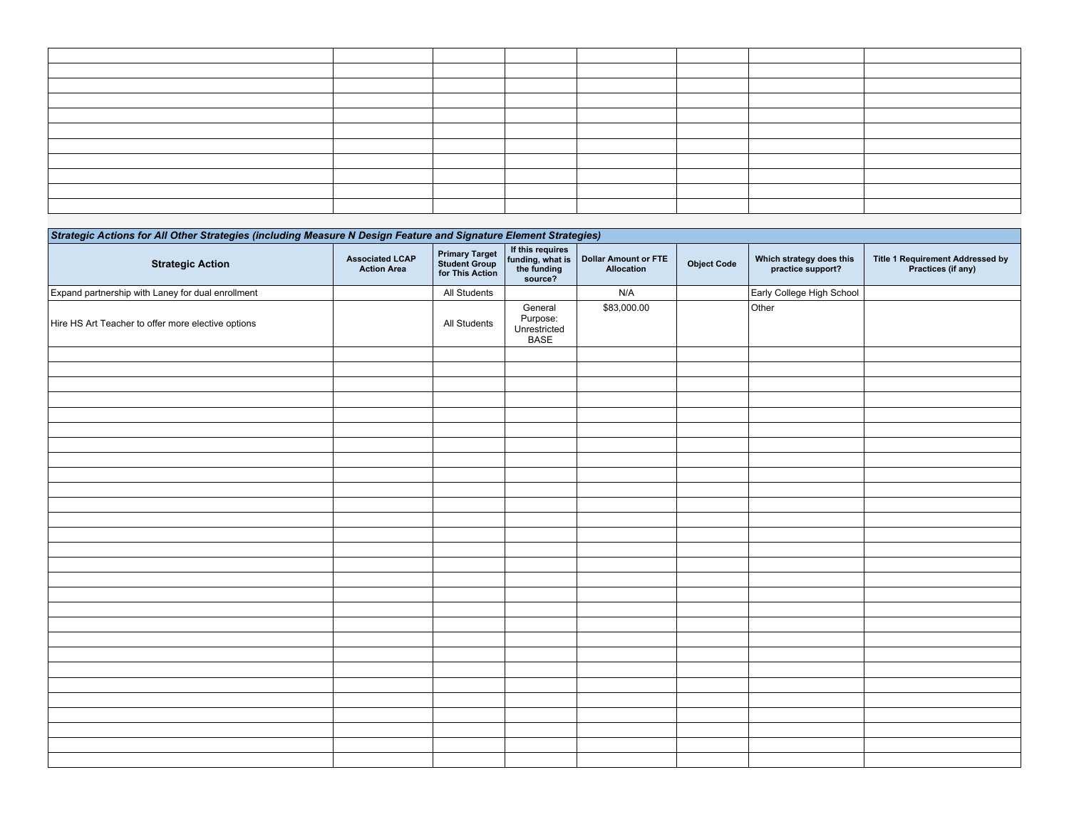| | | | | | | | |
|---|---|---|---|---|---|---|---|
| | | | | | | | |
| | | | | | | | |
| | | | | | | | |
| | | | | | | | |
| | | | | | | | |
| | | | | | | | |
| | | | | | | | |
| | | | | | | | |
| | | | | | | | |
| | | | | | | | |

| ***Strategic Actions for All Other Strategies (including Measure N Design Feature and Signature Element Strategies)*** | | | | | | | |
|---|---|---|---|---|---|---|---|
| **Strategic Action** | **Associated LCAP Action Area** | **Primary Target Student Group for This Action** | **If this requires funding, what is the funding source?** | **Dollar Amount or FTE Allocation** | **Object Code** | **Which strategy does this practice support?** | **Title 1 Requirement Addressed by Practices (if any)** |
| Expand partnership with Laney for dual enrollment | | All Students | | N/A | | Early College High School | |
| Hire HS Art Teacher to offer more elective options | | All Students | General Purpose: Unrestricted BASE | $83,000.00 | | Other | |
| | | | | | | | |
| | | | | | | | |
| | | | | | | | |
| | | | | | | | |
| | | | | | | | |
| | | | | | | | |
| | | | | | | | |
| | | | | | | | |
| | | | | | | | |
| | | | | | | | |
| | | | | | | | |
| | | | | | | | |
| | | | | | | | |
| | | | | | | | |
| | | | | | | | |
| | | | | | | | |
| | | | | | | | |
| | | | | | | | |
| | | | | | | | |
| | | | | | | | |
| | | | | | | | |
| | | | | | | | |
| | | | | | | | |
| | | | | | | | |
| | | | | | | | |
| | | | | | | | |
| | | | | | | | |
| | | | | | | | |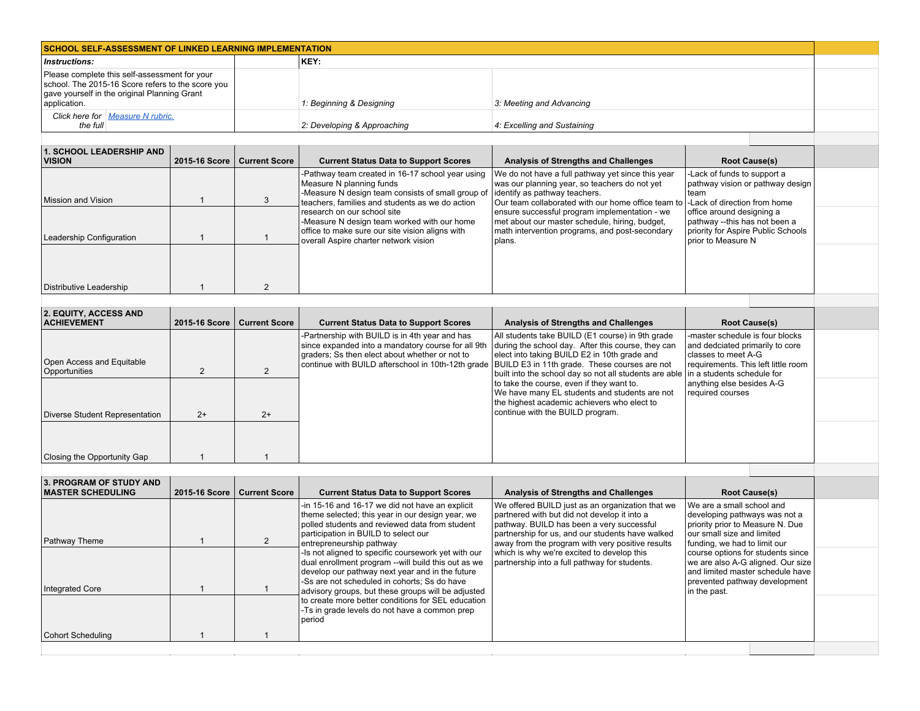## SCHOOL SELF-ASSESSMENT OF LINKED LEARNING IMPLEMENTATION

| *Instructions:* | KEY: | |
|---|---|---|
| Please complete this self-assessment for your school. The 2015-16 Score refers to the score you gave yourself in the original Planning Grant application. | *1: Beginning & Designing* | *3: Meeting and Advancing* |
| *Click here for the full [Measure N rubric.](#)* | *2: Developing & Approaching* | *4: Excelling and Sustaining* |

| 1. SCHOOL LEADERSHIP AND VISION | 2015-16 Score | Current Score | Current Status Data to Support Scores | Analysis of Strengths and Challenges | Root Cause(s) |
|---|---|---|---|---|---|
| Mission and Vision | 1 | 3 | -Pathway team created in 16-17 school year using Measure N planning funds<br>-Measure N design team consists of small group of teachers, families and students as we do action research on our school site<br>-Measure N design team worked with our home office to make sure our site vision aligns with overall Aspire charter network vision | We do not have a full pathway yet since this year was our planning year, so teachers do not yet identify as pathway teachers.<br>Our team collaborated with our home office team to ensure successful program implementation - we met about our master schedule, hiring, budget, math intervention programs, and post-secondary plans. | -Lack of funds to support a pathway vision or pathway design team<br>-Lack of direction from home office around designing a pathway --this has not been a priority for Aspire Public Schools prior to Measure N |
| Leadership Configuration | 1 | 1 | | | |
| Distributive Leadership | 1 | 2 | | | |

| 2. EQUITY, ACCESS AND ACHIEVEMENT | 2015-16 Score | Current Score | Current Status Data to Support Scores | Analysis of Strengths and Challenges | Root Cause(s) |
|---|---|---|---|---|---|
| Open Access and Equitable Opportunities | 2 | 2 | -Partnership with BUILD is in 4th year and has since expanded into a mandatory course for all 9th graders; Ss then elect about whether or not to continue with BUILD afterschool in 10th-12th grade | All students take BUILD (E1 course) in 9th grade during the school day. After this course, they can elect into taking BUILD E2 in 10th grade and BUILD E3 in 11th grade. These courses are not built into the school day so not all students are able to take the course, even if they want to.<br>We have many EL students and students are not the highest academic achievers who elect to continue with the BUILD program. | -master schedule is four blocks and dedciated primarily to core classes to meet A-G requirements. This left little room in a students schedule for anything else besides A-G required courses |
| Diverse Student Representation | 2+ | 2+ | | | |
| Closing the Opportunity Gap | 1 | 1 | | | |

| 3. PROGRAM OF STUDY AND MASTER SCHEDULING | 2015-16 Score | Current Score | Current Status Data to Support Scores | Analysis of Strengths and Challenges | Root Cause(s) |
|---|---|---|---|---|---|
| Pathway Theme | 1 | 2 | -in 15-16 and 16-17 we did not have an explicit theme selected; this year in our design year, we polled students and reviewed data from student participation in BUILD to select our entrepreneurship pathway<br>-Is not aligned to specific coursework yet with our dual enrollment program --will build this out as we develop our pathway next year and in the future<br>-Ss are not scheduled in cohorts; Ss do have advisory groups, but these groups will be adjusted to create more better conditions for SEL education<br>-Ts in grade levels do not have a common prep period | We offered BUILD just as an organization that we partnered with but did not develop it into a pathway. BUILD has been a very successful partnership for us, and our students have walked away from the program with very positive results which is why we're excited to develop this partnership into a full pathway for students. | We are a small school and developing pathways was not a priority prior to Measure N. Due our small size and limited funding, we had to limit our course options for students since we are also A-G aligned. Our size and limited master schedule have prevented pathway development in the past. |
| Integrated Core | 1 | 1 | | | |
| Cohort Scheduling | 1 | 1 | | | |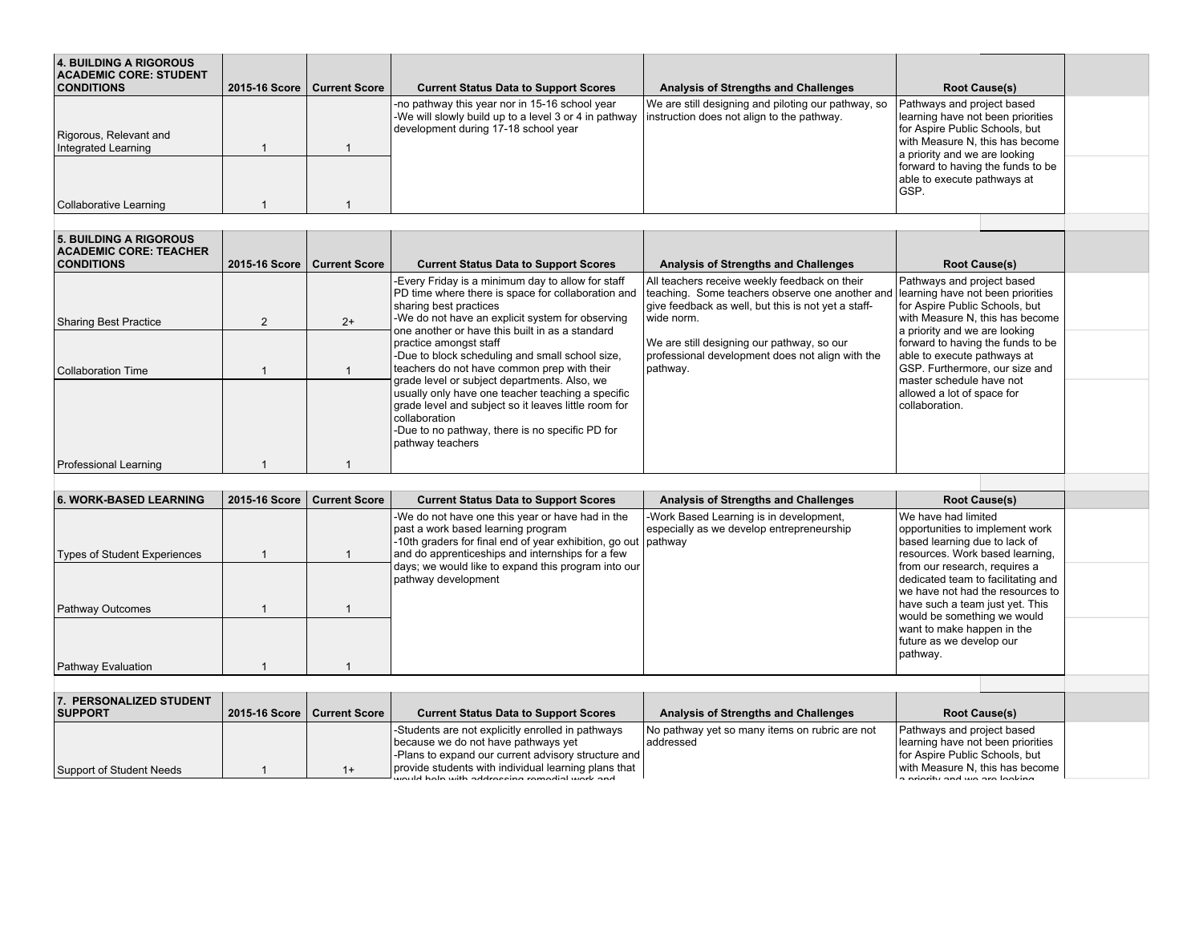| 4. BUILDING A RIGOROUS ACADEMIC CORE: STUDENT CONDITIONS | 2015-16 Score | Current Score | Current Status Data to Support Scores | Analysis of Strengths and Challenges | Root Cause(s) |
|---|---|---|---|---|---|
| Rigorous, Relevant and Integrated Learning | 1 | 1 | -no pathway this year nor in 15-16 school year<br>-We will slowly build up to a level 3 or 4 in pathway development during 17-18 school year | We are still designing and piloting our pathway, so instruction does not align to the pathway. | Pathways and project based learning have not been priorities for Aspire Public Schools, but with Measure N, this has become a priority and we are looking forward to having the funds to be able to execute pathways at GSP. |
| Collaborative Learning | 1 | 1 | | | |

| 5. BUILDING A RIGOROUS ACADEMIC CORE: TEACHER CONDITIONS | 2015-16 Score | Current Score | Current Status Data to Support Scores | Analysis of Strengths and Challenges | Root Cause(s) |
|---|---|---|---|---|---|
| Sharing Best Practice | 2 | 2+ | -Every Friday is a minimum day to allow for staff PD time where there is space for collaboration and sharing best practices<br>-We do not have an explicit system for observing one another or have this built in as a standard practice amongst staff<br>-Due to block scheduling and small school size, teachers do not have common prep with their grade level or subject departments. Also, we usually only have one teacher teaching a specific grade level and subject so it leaves little room for collaboration<br>-Due to no pathway, there is no specific PD for pathway teachers | All teachers receive weekly feedback on their teaching. Some teachers observe one another and give feedback as well, but this is not yet a staff-wide norm.<br><br>We are still designing our pathway, so our professional development does not align with the pathway. | Pathways and project based learning have not been priorities for Aspire Public Schools, but with Measure N, this has become a priority and we are looking forward to having the funds to be able to execute pathways at GSP. Furthermore, our size and master schedule have not allowed a lot of space for collaboration. |
| Collaboration Time | 1 | 1 | | | |
| Professional Learning | 1 | 1 | | | |

| 6. WORK-BASED LEARNING | 2015-16 Score | Current Score | Current Status Data to Support Scores | Analysis of Strengths and Challenges | Root Cause(s) |
|---|---|---|---|---|---|
| Types of Student Experiences | 1 | 1 | -We do not have one this year or have had in the past a work based learning program<br>-10th graders for final end of year exhibition, go out and do apprenticeships and internships for a few days; we would like to expand this program into our pathway development | -Work Based Learning is in development, especially as we develop entrepreneurship pathway | We have had limited opportunities to implement work based learning due to lack of resources. Work based learning, from our research, requires a dedicated team to facilitating and we have not had the resources to have such a team just yet. This would be something we would want to make happen in the future as we develop our pathway. |
| Pathway Outcomes | 1 | 1 | | | |
| Pathway Evaluation | 1 | 1 | | | |

| 7. PERSONALIZED STUDENT SUPPORT | 2015-16 Score | Current Score | Current Status Data to Support Scores | Analysis of Strengths and Challenges | Root Cause(s) |
|---|---|---|---|---|---|
| Support of Student Needs | 1 | 1+ | -Students are not explicitly enrolled in pathways because we do not have pathways yet<br>-Plans to expand our current advisory structure and provide students with individual learning plans that would help with addressing remedial work and | No pathway yet so many items on rubric are not addressed | Pathways and project based learning have not been priorities for Aspire Public Schools, but with Measure N, this has become a priority and we are looking |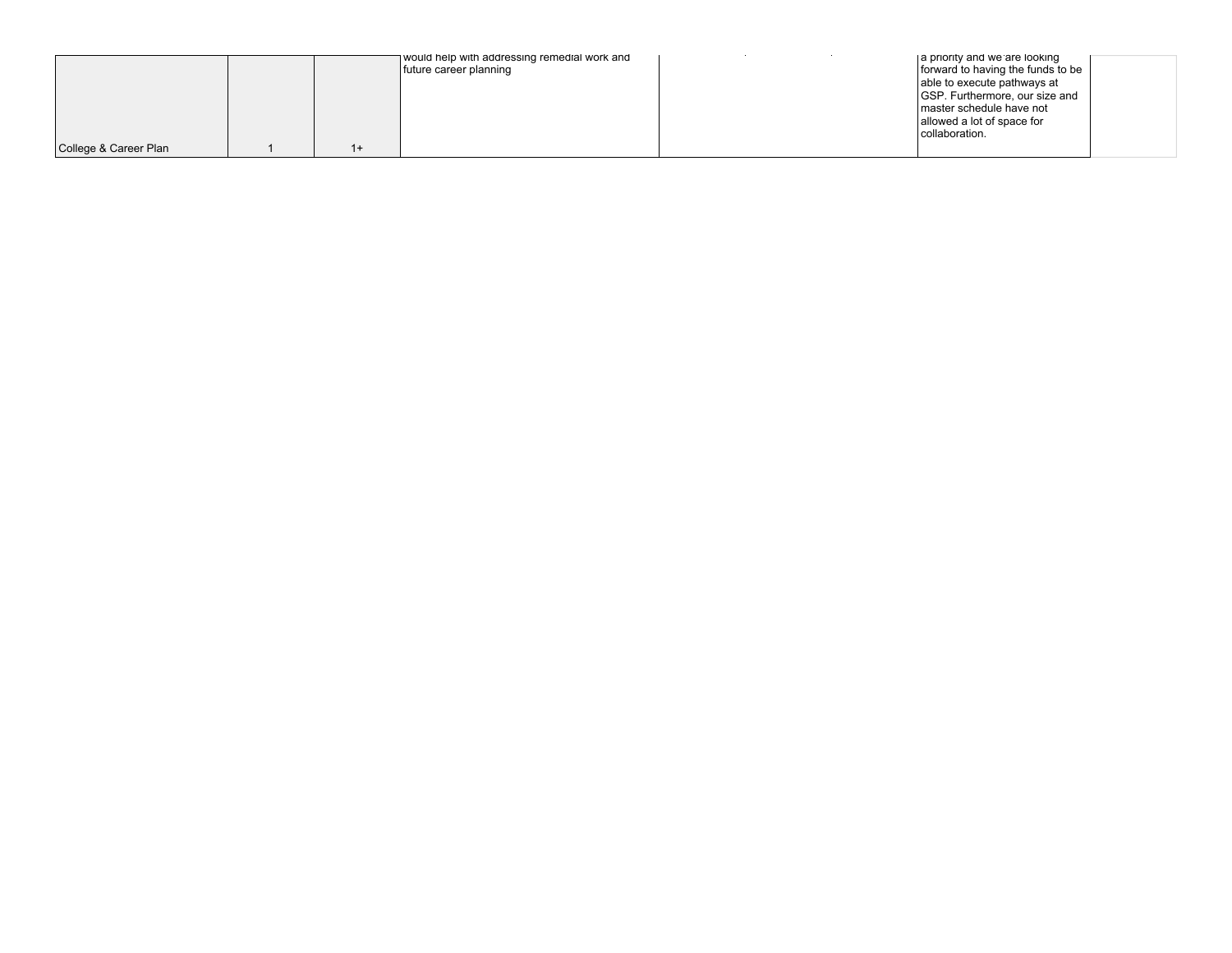| | | | | | | |
|---|---|---|---|---|---|---|
| College & Career Plan | 1 | 1+ | would help with addressing remedial work and future career planning | | a priority and we are looking forward to having the funds to be able to execute pathways at GSP. Furthermore, our size and master schedule have not allowed a lot of space for collaboration. | |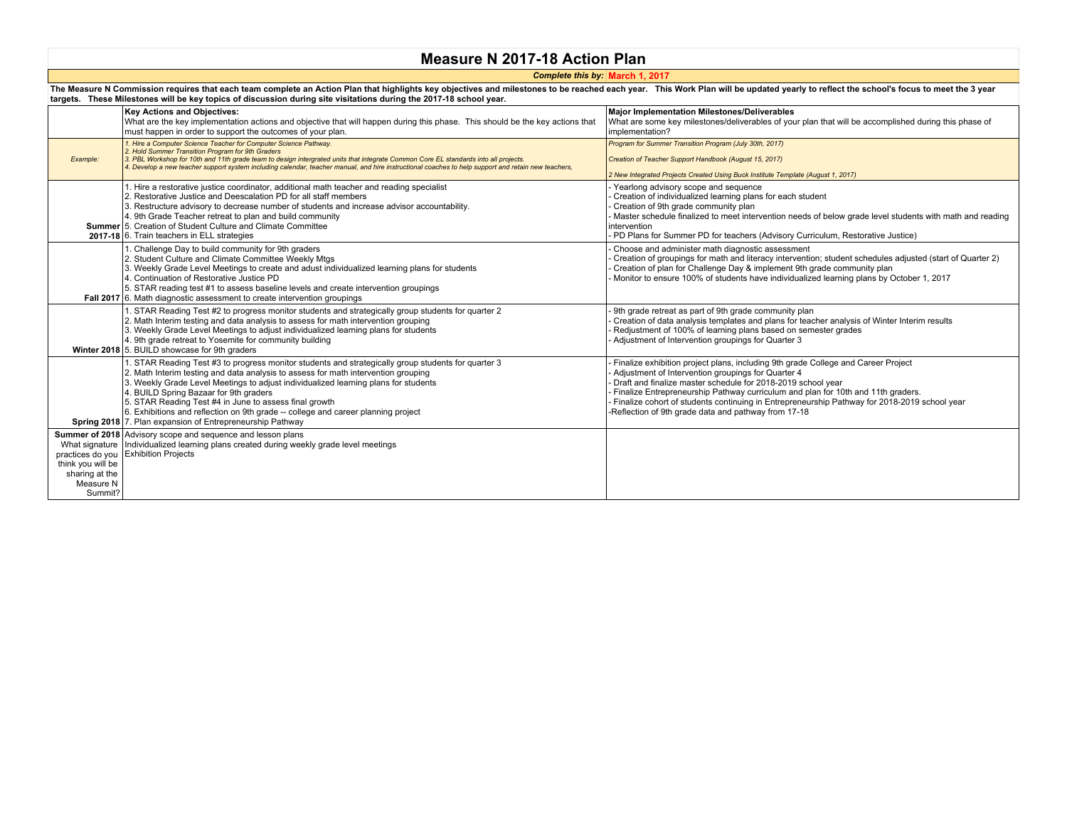# Measure N 2017-18 Action Plan

***Complete this by:* March 1, 2017**

**The Measure N Commission requires that each team complete an Action Plan that highlights key objectives and milestones to be reached each year. This Work Plan will be updated yearly to reflect the school's focus to meet the 3 year targets. These Milestones will be key topics of discussion during site visitations during the 2017-18 school year.**

| | **Key Actions and Objectives:** What are the key implementation actions and objective that will happen during this phase. This should be the key actions that must happen in order to support the outcomes of your plan. | **Major Implementation Milestones/Deliverables** What are some key milestones/deliverables of your plan that will be accomplished during this phase of implementation? |
|---|---|---|
| *Example:* | *1. Hire a Computer Science Teacher for Computer Science Pathway.*<br>*2. Hold Summer Transition Program for 9th Graders*<br>*3. PBL Workshop for 10th and 11th grade team to design intergrated units that integrate Common Core EL standards into all projects.*<br>*4. Develop a new teacher support system including calendar, teacher manual, and hire instructional coaches to help support and retain new teachers,* | *Program for Summer Transition Program (July 30th, 2017)*<br><br>*Creation of Teacher Support Handbook (August 15, 2017)*<br><br>*2 New Integrated Projects Created Using Buck Institute Template (August 1, 2017)* |
| **Summer 2017-18** | 1. Hire a restorative justice coordinator, additional math teacher and reading specialist<br>2. Restorative Justice and Deescalation PD for all staff members<br>3. Restructure advisory to decrease number of students and increase advisor accountability.<br>4. 9th Grade Teacher retreat to plan and build community<br>5. Creation of Student Culture and Climate Committee<br>6. Train teachers in ELL strategies | - Yearlong advisory scope and sequence<br>- Creation of individualized learning plans for each student<br>- Creation of 9th grade community plan<br>- Master schedule finalized to meet intervention needs of below grade level students with math and reading intervention<br>- PD Plans for Summer PD for teachers (Advisory Curriculum, Restorative Justice) |
| **Fall 2017** | 1. Challenge Day to build community for 9th graders<br>2. Student Culture and Climate Committee Weekly Mtgs<br>3. Weekly Grade Level Meetings to create and adust individualized learning plans for students<br>4. Continuation of Restorative Justice PD<br>5. STAR reading test #1 to assess baseline levels and create intervention groupings<br>6. Math diagnostic assessment to create intervention groupings | - Choose and administer math diagnostic assessment<br>- Creation of groupings for math and literacy intervention; student schedules adjusted (start of Quarter 2)<br>- Creation of plan for Challenge Day & implement 9th grade community plan<br>- Monitor to ensure 100% of students have individualized learning plans by October 1, 2017 |
| **Winter 2018** | 1. STAR Reading Test #2 to progress monitor students and strategically group students for quarter 2<br>2. Math Interim testing and data analysis to assess for math intervention grouping<br>3. Weekly Grade Level Meetings to adjust individualized learning plans for students<br>4. 9th grade retreat to Yosemite for community building<br>5. BUILD showcase for 9th graders | - 9th grade retreat as part of 9th grade community plan<br>- Creation of data analysis templates and plans for teacher analysis of Winter Interim results<br>- Redjustment of 100% of learning plans based on semester grades<br>- Adjustment of Intervention groupings for Quarter 3 |
| **Spring 2018** | 1. STAR Reading Test #3 to progress monitor students and strategically group students for quarter 3<br>2. Math Interim testing and data analysis to assess for math intervention grouping<br>3. Weekly Grade Level Meetings to adjust individualized learning plans for students<br>4. BUILD Spring Bazaar for 9th graders<br>5. STAR Reading Test #4 in June to assess final growth<br>6. Exhibitions and reflection on 9th grade -- college and career planning project<br>7. Plan expansion of Entrepreneurship Pathway | - Finalize exhibition project plans, including 9th grade College and Career Project<br>- Adjustment of Intervention groupings for Quarter 4<br>- Draft and finalize master schedule for 2018-2019 school year<br>- Finalize Entrepreneurship Pathway curriculum and plan for 10th and 11th graders.<br>- Finalize cohort of students continuing in Entrepreneurship Pathway for 2018-2019 school year<br>-Reflection of 9th grade data and pathway from 17-18 |
| **Summer of 2018** What signature practices do you think you will be sharing at the Measure N Summit? | Advisory scope and sequence and lesson plans<br>Individualized learning plans created during weekly grade level meetings<br>Exhibition Projects | |